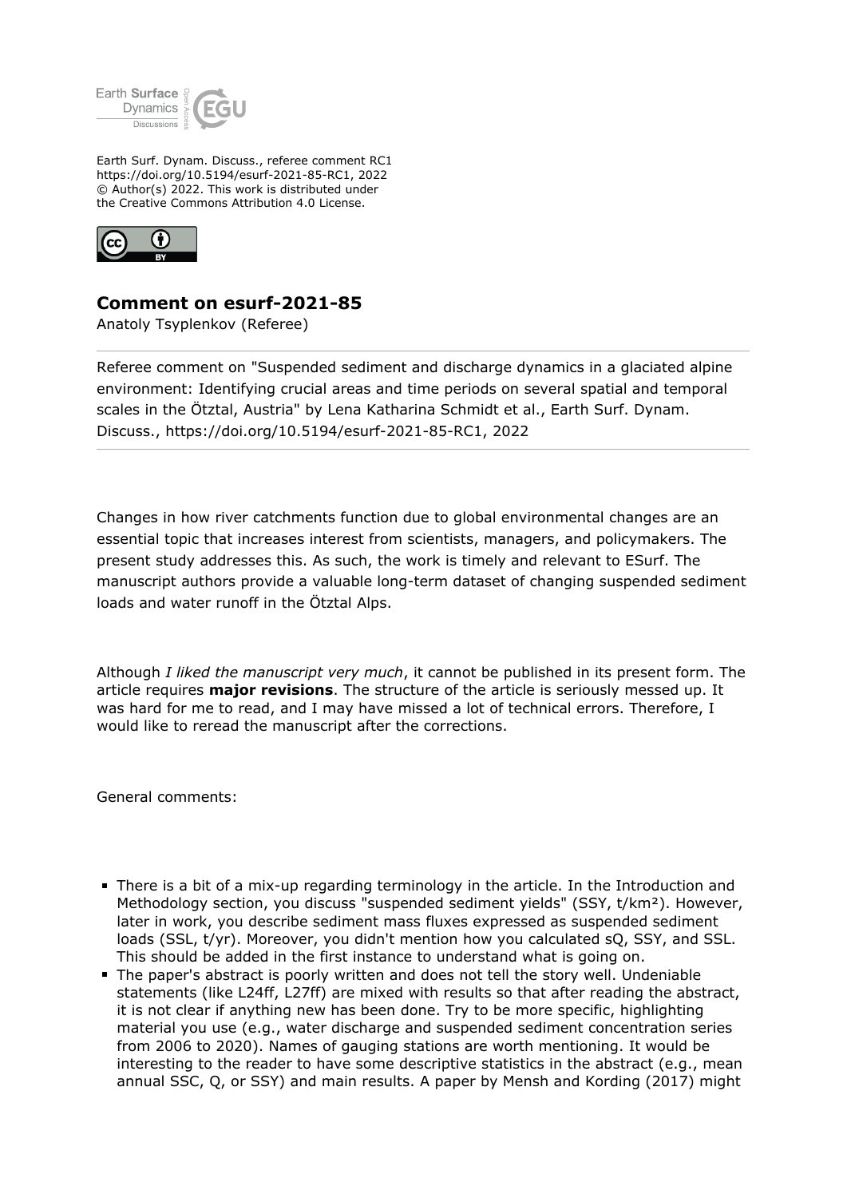Earth Surf. Dynam. Discuss., referee comment RC1
https://doi.org/10.5194/esurf-2021-85-RC1, 2022
© Author(s) 2022. This work is distributed under
the Creative Commons Attribution 4.0 License.

## Comment on esurf-2021-85

Anatoly Tsyplenkov (Referee)

Referee comment on "Suspended sediment and discharge dynamics in a glaciated alpine environment: Identifying crucial areas and time periods on several spatial and temporal scales in the Ötztal, Austria" by Lena Katharina Schmidt et al., Earth Surf. Dynam. Discuss., https://doi.org/10.5194/esurf-2021-85-RC1, 2022

---

Changes in how river catchments function due to global environmental changes are an essential topic that increases interest from scientists, managers, and policymakers. The present study addresses this. As such, the work is timely and relevant to ESurf. The manuscript authors provide a valuable long-term dataset of changing suspended sediment loads and water runoff in the Ötztal Alps.

Although *I liked the manuscript very much*, it cannot be published in its present form. The article requires **major revisions**. The structure of the article is seriously messed up. It was hard for me to read, and I may have missed a lot of technical errors. Therefore, I would like to reread the manuscript after the corrections.

General comments:

- There is a bit of a mix-up regarding terminology in the article. In the Introduction and Methodology section, you discuss "suspended sediment yields" (SSY, t/km²). However, later in work, you describe sediment mass fluxes expressed as suspended sediment loads (SSL, t/yr). Moreover, you didn't mention how you calculated sQ, SSY, and SSL. This should be added in the first instance to understand what is going on.
- The paper's abstract is poorly written and does not tell the story well. Undeniable statements (like L24ff, L27ff) are mixed with results so that after reading the abstract, it is not clear if anything new has been done. Try to be more specific, highlighting material you use (e.g., water discharge and suspended sediment concentration series from 2006 to 2020). Names of gauging stations are worth mentioning. It would be interesting to the reader to have some descriptive statistics in the abstract (e.g., mean annual SSC, Q, or SSY) and main results. A paper by Mensh and Kording (2017) might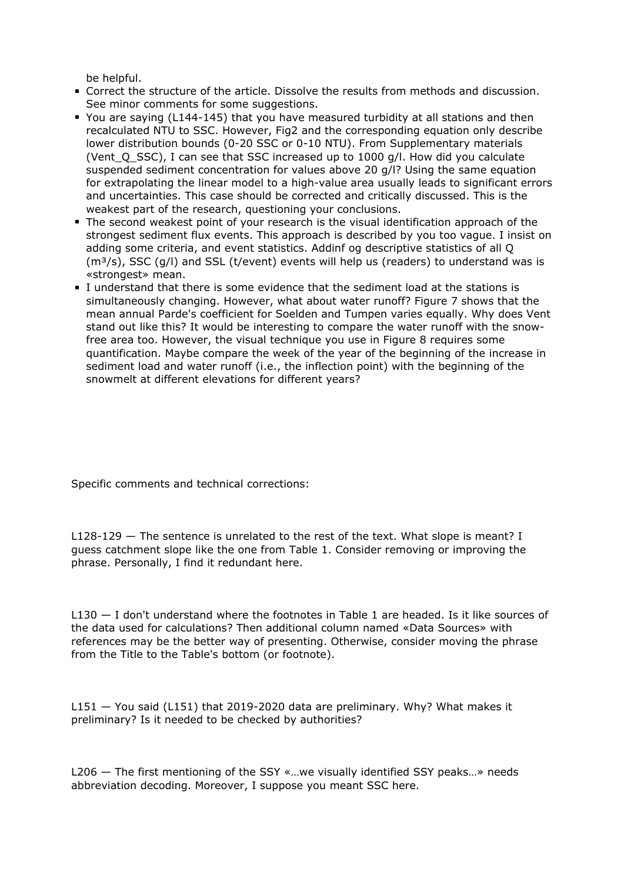be helpful.

- Correct the structure of the article. Dissolve the results from methods and discussion. See minor comments for some suggestions.
- You are saying (L144-145) that you have measured turbidity at all stations and then recalculated NTU to SSC. However, Fig2 and the corresponding equation only describe lower distribution bounds (0-20 SSC or 0-10 NTU). From Supplementary materials (Vent_Q_SSC), I can see that SSC increased up to 1000 g/l. How did you calculate suspended sediment concentration for values above 20 g/l? Using the same equation for extrapolating the linear model to a high-value area usually leads to significant errors and uncertainties. This case should be corrected and critically discussed. This is the weakest part of the research, questioning your conclusions.
- The second weakest point of your research is the visual identification approach of the strongest sediment flux events. This approach is described by you too vague. I insist on adding some criteria, and event statistics. Addinf og descriptive statistics of all Q (m³/s), SSC (g/l) and SSL (t/event) events will help us (readers) to understand was is «strongest» mean.
- I understand that there is some evidence that the sediment load at the stations is simultaneously changing. However, what about water runoff? Figure 7 shows that the mean annual Parde's coefficient for Soelden and Tumpen varies equally. Why does Vent stand out like this? It would be interesting to compare the water runoff with the snow-free area too. However, the visual technique you use in Figure 8 requires some quantification. Maybe compare the week of the year of the beginning of the increase in sediment load and water runoff (i.e., the inflection point) with the beginning of the snowmelt at different elevations for different years?

Specific comments and technical corrections:

L128-129 — The sentence is unrelated to the rest of the text. What slope is meant? I guess catchment slope like the one from Table 1. Consider removing or improving the phrase. Personally, I find it redundant here.

L130 — I don't understand where the footnotes in Table 1 are headed. Is it like sources of the data used for calculations? Then additional column named «Data Sources» with references may be the better way of presenting. Otherwise, consider moving the phrase from the Title to the Table's bottom (or footnote).

L151 — You said (L151) that 2019-2020 data are preliminary. Why? What makes it preliminary? Is it needed to be checked by authorities?

L206 — The first mentioning of the SSY «…we visually identified SSY peaks…» needs abbreviation decoding. Moreover, I suppose you meant SSC here.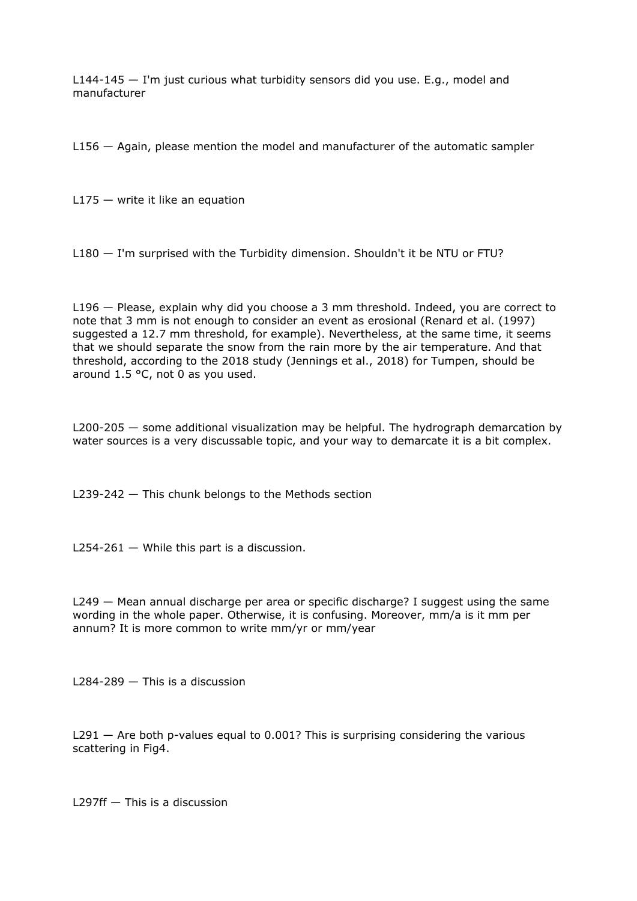L144-145 — I'm just curious what turbidity sensors did you use. E.g., model and manufacturer

L156 — Again, please mention the model and manufacturer of the automatic sampler

L175 — write it like an equation

L180 — I'm surprised with the Turbidity dimension. Shouldn't it be NTU or FTU?

L196 — Please, explain why did you choose a 3 mm threshold. Indeed, you are correct to note that 3 mm is not enough to consider an event as erosional (Renard et al. (1997) suggested a 12.7 mm threshold, for example). Nevertheless, at the same time, it seems that we should separate the snow from the rain more by the air temperature. And that threshold, according to the 2018 study (Jennings et al., 2018) for Tumpen, should be around 1.5 °C, not 0 as you used.

L200-205 — some additional visualization may be helpful. The hydrograph demarcation by water sources is a very discussable topic, and your way to demarcate it is a bit complex.

L239-242 — This chunk belongs to the Methods section

L254-261 — While this part is a discussion.

L249 — Mean annual discharge per area or specific discharge? I suggest using the same wording in the whole paper. Otherwise, it is confusing. Moreover, mm/a is it mm per annum? It is more common to write mm/yr or mm/year

L284-289 — This is a discussion

L291 — Are both p-values equal to 0.001? This is surprising considering the various scattering in Fig4.

L297ff — This is a discussion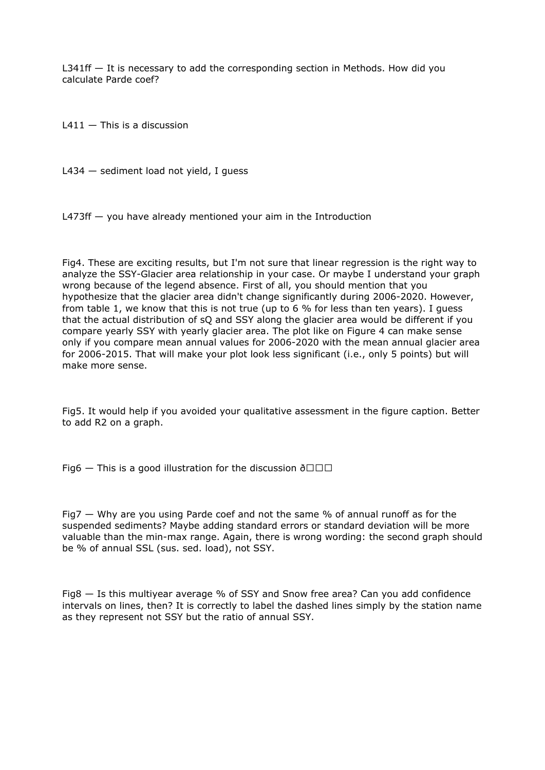L341ff — It is necessary to add the corresponding section in Methods. How did you calculate Parde coef?

L411 — This is a discussion

L434 — sediment load not yield, I guess

L473ff — you have already mentioned your aim in the Introduction

Fig4. These are exciting results, but I'm not sure that linear regression is the right way to analyze the SSY-Glacier area relationship in your case. Or maybe I understand your graph wrong because of the legend absence. First of all, you should mention that you hypothesize that the glacier area didn't change significantly during 2006-2020. However, from table 1, we know that this is not true (up to 6 % for less than ten years). I guess that the actual distribution of sQ and SSY along the glacier area would be different if you compare yearly SSY with yearly glacier area. The plot like on Figure 4 can make sense only if you compare mean annual values for 2006-2020 with the mean annual glacier area for 2006-2015. That will make your plot look less significant (i.e., only 5 points) but will make more sense.

Fig5. It would help if you avoided your qualitative assessment in the figure caption. Better to add R2 on a graph.

Fig6 — This is a good illustration for the discussion ð□□□

Fig7 — Why are you using Parde coef and not the same % of annual runoff as for the suspended sediments? Maybe adding standard errors or standard deviation will be more valuable than the min-max range. Again, there is wrong wording: the second graph should be % of annual SSL (sus. sed. load), not SSY.

Fig8 — Is this multiyear average % of SSY and Snow free area? Can you add confidence intervals on lines, then? It is correctly to label the dashed lines simply by the station name as they represent not SSY but the ratio of annual SSY.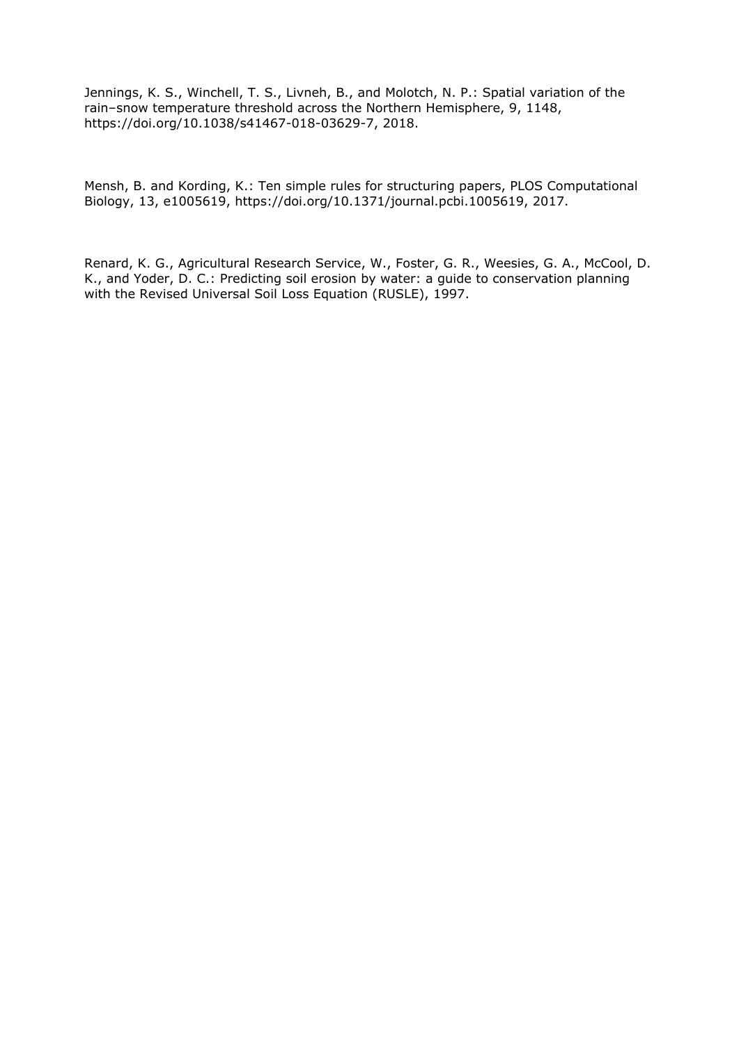Jennings, K. S., Winchell, T. S., Livneh, B., and Molotch, N. P.: Spatial variation of the rain–snow temperature threshold across the Northern Hemisphere, 9, 1148, https://doi.org/10.1038/s41467-018-03629-7, 2018.

Mensh, B. and Kording, K.: Ten simple rules for structuring papers, PLOS Computational Biology, 13, e1005619, https://doi.org/10.1371/journal.pcbi.1005619, 2017.

Renard, K. G., Agricultural Research Service, W., Foster, G. R., Weesies, G. A., McCool, D. K., and Yoder, D. C.: Predicting soil erosion by water: a guide to conservation planning with the Revised Universal Soil Loss Equation (RUSLE), 1997.